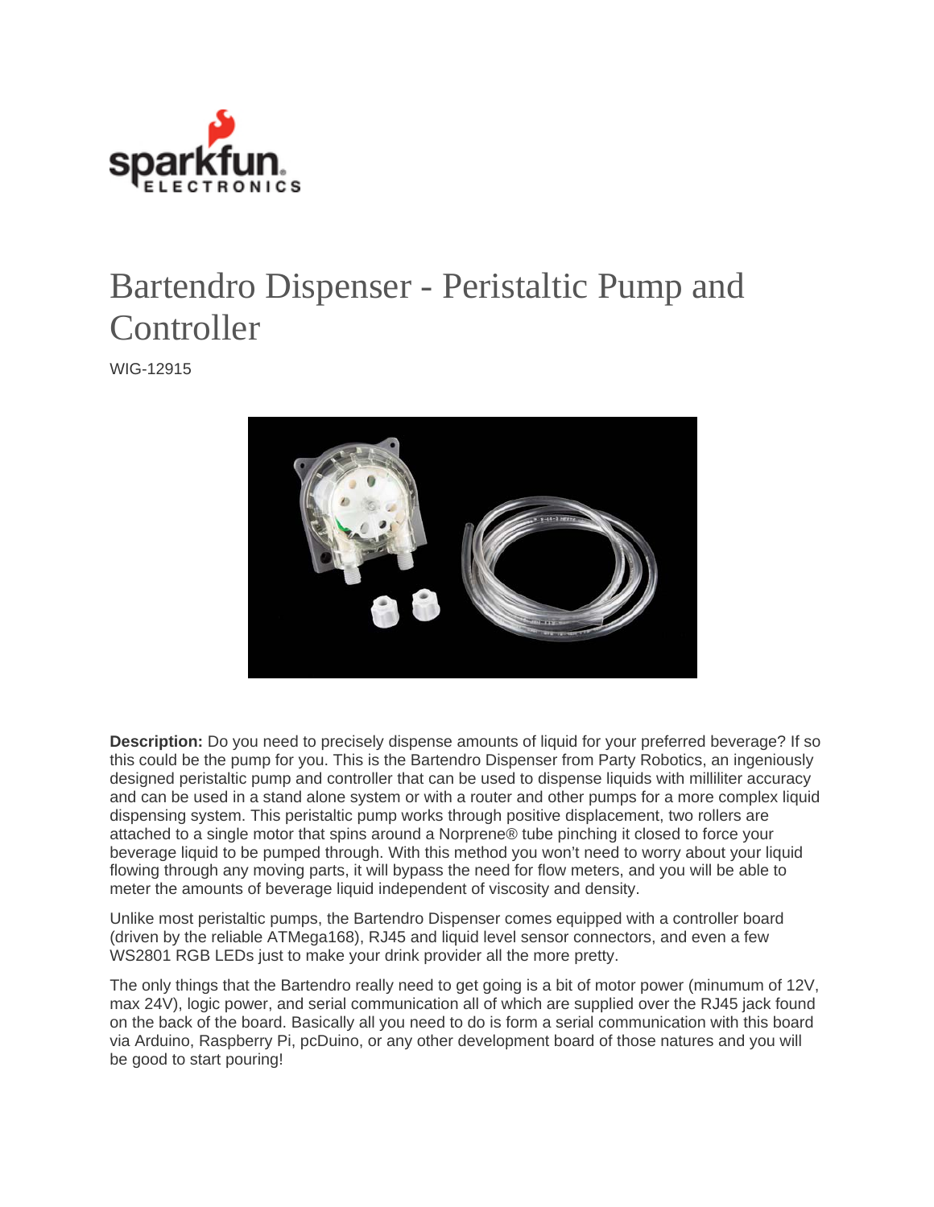# Bartendro Dispenser - Peristaltic Pump and Controller

WIG-12915

**Description:** Do you need to precisely dispense amounts of liquid for your preferred beverage? If so this could be the pump for you. This is the Bartendro Dispenser from Party Robotics, an ingeniously designed peristaltic pump and controller that can be used to dispense liquids with milliliter accuracy and can be used in a stand alone system or with a router and other pumps for a more complex liquid dispensing system. This peristaltic pump works through positive displacement, two rollers are attached to a single motor that spins around a Norprene® tube pinching it closed to force your beverage liquid to be pumped through. With this method you won't need to worry about your liquid flowing through any moving parts, it will bypass the need for flow meters, and you will be able to meter the amounts of beverage liquid independent of viscosity and density.

Unlike most peristaltic pumps, the Bartendro Dispenser comes equipped with a controller board (driven by the reliable ATMega168), RJ45 and liquid level sensor connectors, and even a few WS2801 RGB LEDs just to make your drink provider all the more pretty.

The only things that the Bartendro really need to get going is a bit of motor power (minumum of 12V, max 24V), logic power, and serial communication all of which are supplied over the RJ45 jack found on the back of the board. Basically all you need to do is form a serial communication with this board via Arduino, Raspberry Pi, pcDuino, or any other development board of those natures and you will be good to start pouring!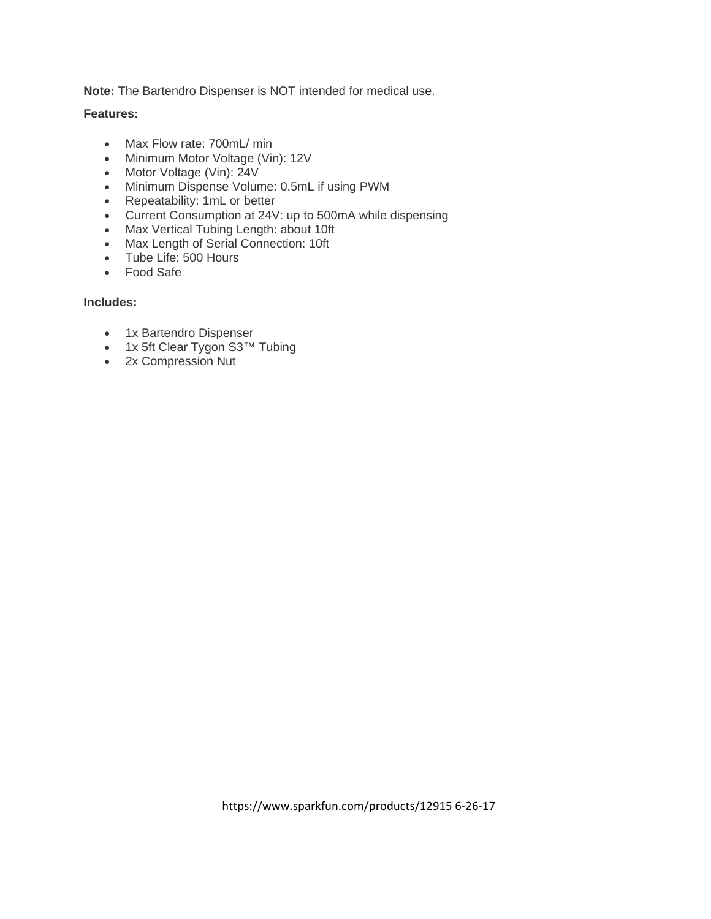**Note:** The Bartendro Dispenser is NOT intended for medical use.

**Features:**

- Max Flow rate: 700mL/ min
- Minimum Motor Voltage (Vin): 12V
- Motor Voltage (Vin): 24V
- Minimum Dispense Volume: 0.5mL if using PWM
- Repeatability: 1mL or better
- Current Consumption at 24V: up to 500mA while dispensing
- Max Vertical Tubing Length: about 10ft
- Max Length of Serial Connection: 10ft
- Tube Life: 500 Hours
- Food Safe

**Includes:**

- 1x Bartendro Dispenser
- 1x 5ft Clear Tygon S3™ Tubing
- 2x Compression Nut